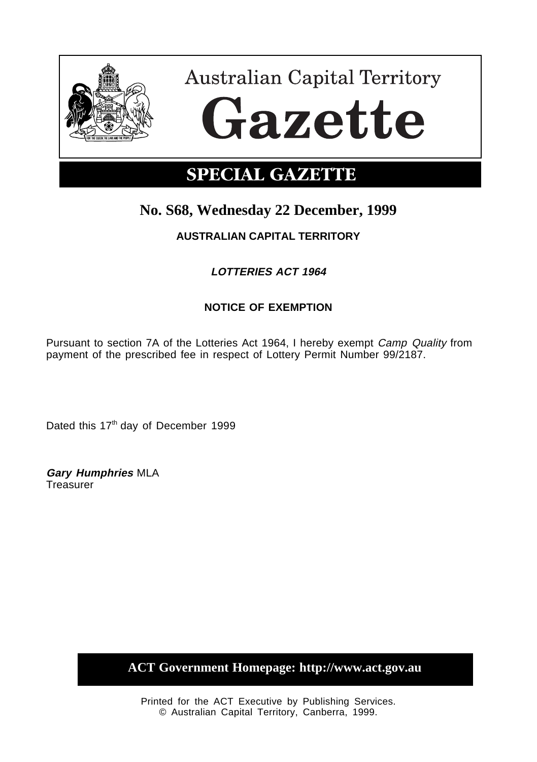# Australian Capital Territory Gazette

## SPECIAL GAZETTE

## No. S68, Wednesday 22 December, 1999

**AUSTRALIAN CAPITAL TERRITORY**

***LOTTERIES ACT 1964***

**NOTICE OF EXEMPTION**

Pursuant to section 7A of the Lotteries Act 1964, I hereby exempt *Camp Quality* from payment of the prescribed fee in respect of Lottery Permit Number 99/2187.

Dated this 17th day of December 1999

***Gary Humphries*** MLA
Treasurer

**ACT Government Homepage: http://www.act.gov.au**

Printed for the ACT Executive by Publishing Services.
© Australian Capital Territory, Canberra, 1999.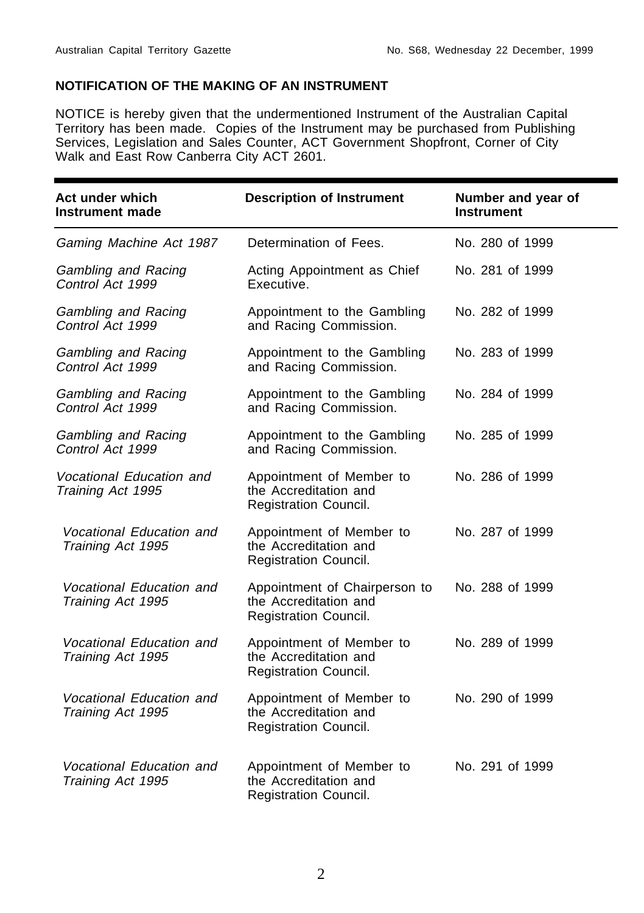**NOTIFICATION OF THE MAKING OF AN INSTRUMENT**

NOTICE is hereby given that the undermentioned Instrument of the Australian Capital Territory has been made. Copies of the Instrument may be purchased from Publishing Services, Legislation and Sales Counter, ACT Government Shopfront, Corner of City Walk and East Row Canberra City ACT 2601.

| Act under which Instrument made | Description of Instrument | Number and year of Instrument |
|---|---|---|
| *Gaming Machine Act 1987* | Determination of Fees. | No. 280 of 1999 |
| *Gambling and Racing Control Act 1999* | Acting Appointment as Chief Executive. | No. 281 of 1999 |
| *Gambling and Racing Control Act 1999* | Appointment to the Gambling and Racing Commission. | No. 282 of 1999 |
| *Gambling and Racing Control Act 1999* | Appointment to the Gambling and Racing Commission. | No. 283 of 1999 |
| *Gambling and Racing Control Act 1999* | Appointment to the Gambling and Racing Commission. | No. 284 of 1999 |
| *Gambling and Racing Control Act 1999* | Appointment to the Gambling and Racing Commission. | No. 285 of 1999 |
| *Vocational Education and Training Act 1995* | Appointment of Member to the Accreditation and Registration Council. | No. 286 of 1999 |
| *Vocational Education and Training Act 1995* | Appointment of Member to the Accreditation and Registration Council. | No. 287 of 1999 |
| *Vocational Education and Training Act 1995* | Appointment of Chairperson to the Accreditation and Registration Council. | No. 288 of 1999 |
| *Vocational Education and Training Act 1995* | Appointment of Member to the Accreditation and Registration Council. | No. 289 of 1999 |
| *Vocational Education and Training Act 1995* | Appointment of Member to the Accreditation and Registration Council. | No. 290 of 1999 |
| *Vocational Education and Training Act 1995* | Appointment of Member to the Accreditation and Registration Council. | No. 291 of 1999 |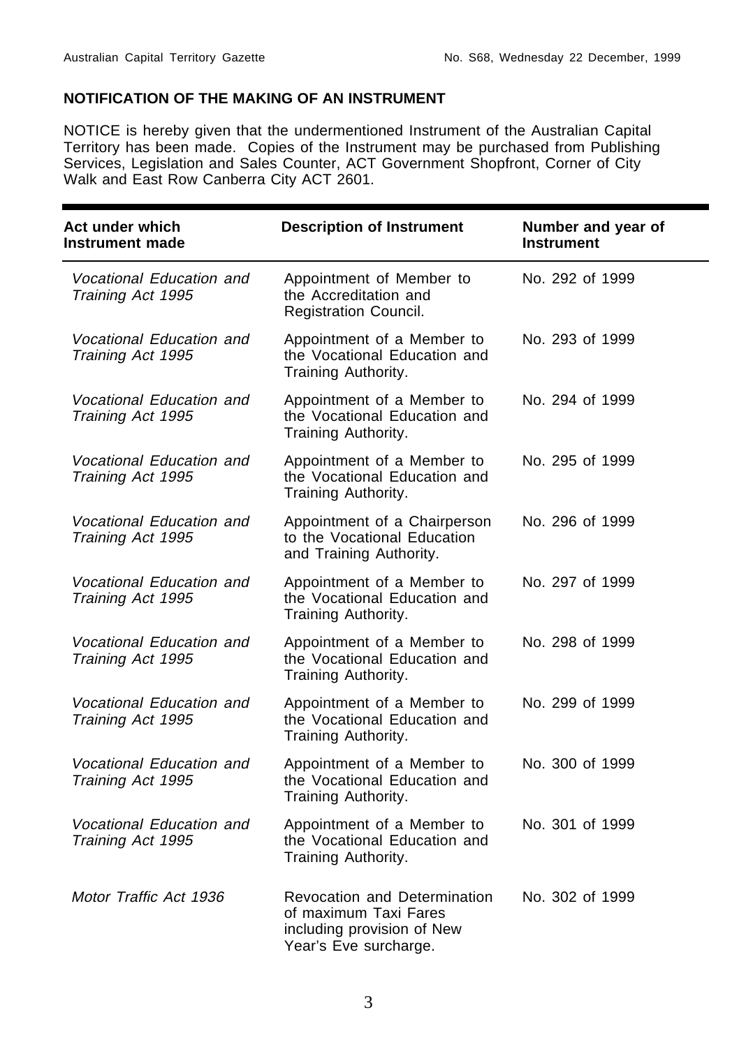## NOTIFICATION OF THE MAKING OF AN INSTRUMENT

NOTICE is hereby given that the undermentioned Instrument of the Australian Capital Territory has been made. Copies of the Instrument may be purchased from Publishing Services, Legislation and Sales Counter, ACT Government Shopfront, Corner of City Walk and East Row Canberra City ACT 2601.

| Act under which Instrument made | Description of Instrument | Number and year of Instrument |
|---|---|---|
| *Vocational Education and Training Act 1995* | Appointment of Member to the Accreditation and Registration Council. | No. 292 of 1999 |
| *Vocational Education and Training Act 1995* | Appointment of a Member to the Vocational Education and Training Authority. | No. 293 of 1999 |
| *Vocational Education and Training Act 1995* | Appointment of a Member to the Vocational Education and Training Authority. | No. 294 of 1999 |
| *Vocational Education and Training Act 1995* | Appointment of a Member to the Vocational Education and Training Authority. | No. 295 of 1999 |
| *Vocational Education and Training Act 1995* | Appointment of a Chairperson to the Vocational Education and Training Authority. | No. 296 of 1999 |
| *Vocational Education and Training Act 1995* | Appointment of a Member to the Vocational Education and Training Authority. | No. 297 of 1999 |
| *Vocational Education and Training Act 1995* | Appointment of a Member to the Vocational Education and Training Authority. | No. 298 of 1999 |
| *Vocational Education and Training Act 1995* | Appointment of a Member to the Vocational Education and Training Authority. | No. 299 of 1999 |
| *Vocational Education and Training Act 1995* | Appointment of a Member to the Vocational Education and Training Authority. | No. 300 of 1999 |
| *Vocational Education and Training Act 1995* | Appointment of a Member to the Vocational Education and Training Authority. | No. 301 of 1999 |
| *Motor Traffic Act 1936* | Revocation and Determination of maximum Taxi Fares including provision of New Year's Eve surcharge. | No. 302 of 1999 |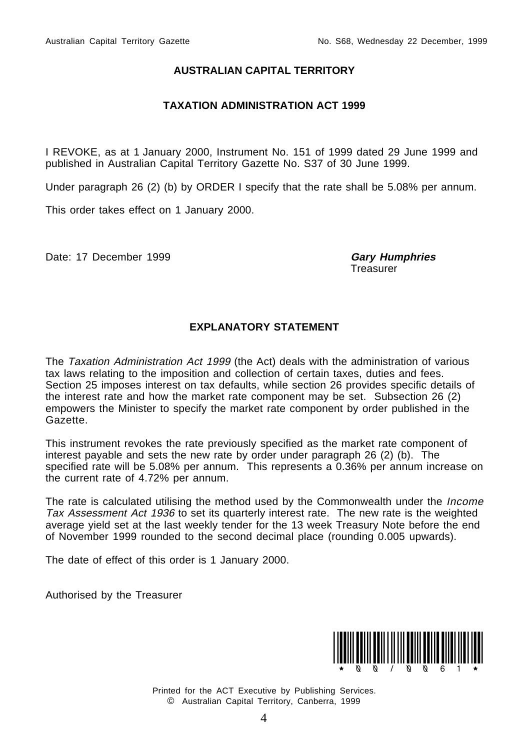**AUSTRALIAN CAPITAL TERRITORY**

**TAXATION ADMINISTRATION ACT 1999**

I REVOKE, as at 1 January 2000, Instrument No. 151 of 1999 dated 29 June 1999 and published in Australian Capital Territory Gazette No. S37 of 30 June 1999.

Under paragraph 26 (2) (b) by ORDER I specify that the rate shall be 5.08% per annum.

This order takes effect on 1 January 2000.

Date: 17 December 1999

***Gary Humphries***
Treasurer

**EXPLANATORY STATEMENT**

The *Taxation Administration Act 1999* (the Act) deals with the administration of various tax laws relating to the imposition and collection of certain taxes, duties and fees. Section 25 imposes interest on tax defaults, while section 26 provides specific details of the interest rate and how the market rate component may be set. Subsection 26 (2) empowers the Minister to specify the market rate component by order published in the Gazette.

This instrument revokes the rate previously specified as the market rate component of interest payable and sets the new rate by order under paragraph 26 (2) (b). The specified rate will be 5.08% per annum. This represents a 0.36% per annum increase on the current rate of 4.72% per annum.

The rate is calculated utilising the method used by the Commonwealth under the *Income Tax Assessment Act 1936* to set its quarterly interest rate. The new rate is the weighted average yield set at the last weekly tender for the 13 week Treasury Note before the end of November 1999 rounded to the second decimal place (rounding 0.005 upwards).

The date of effect of this order is 1 January 2000.

Authorised by the Treasurer

*00/0061*

Printed for the ACT Executive by Publishing Services.
© Australian Capital Territory, Canberra, 1999